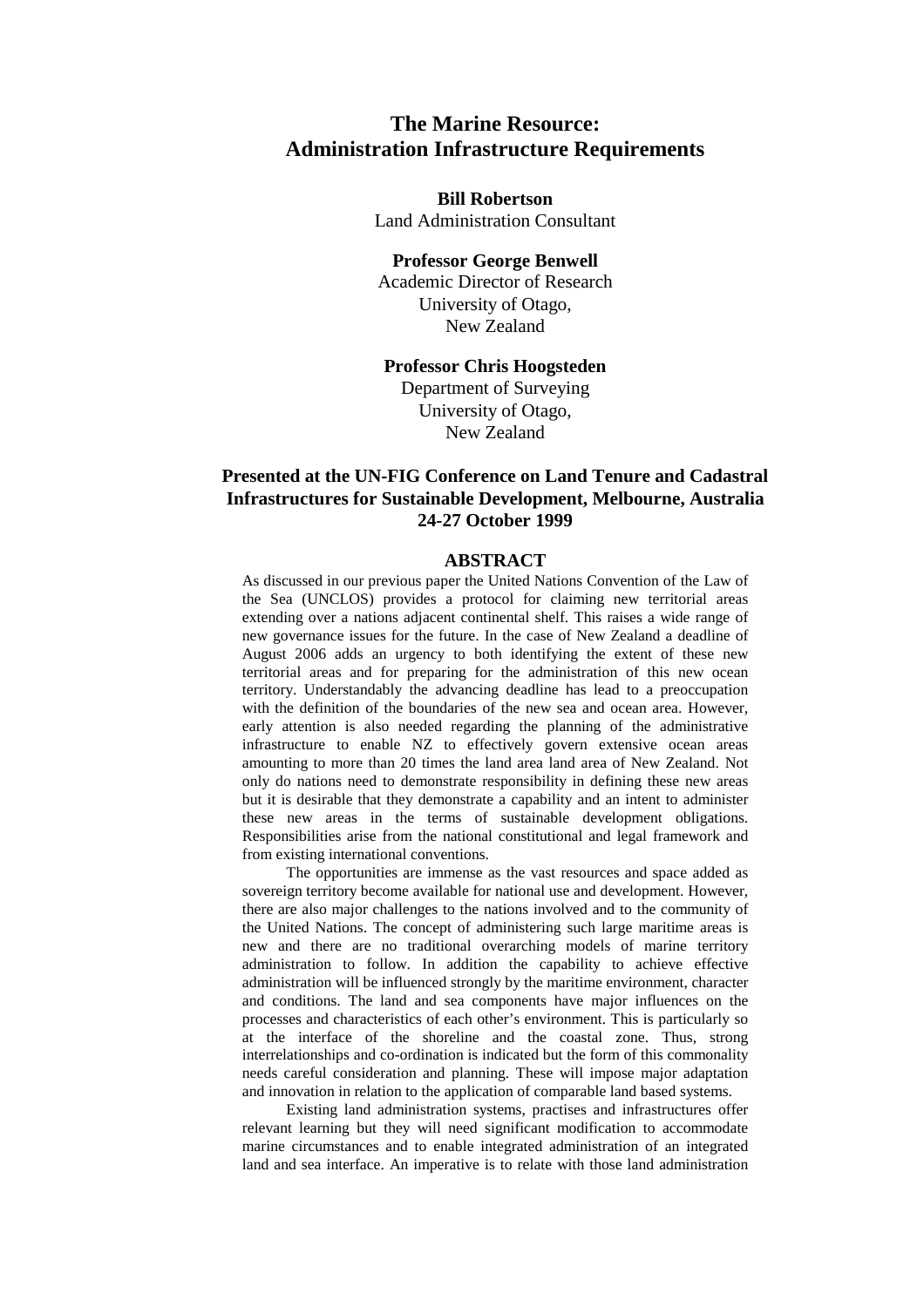# The Marine Resource: Administration Infrastructure Requirements

**Bill Robertson**
Land Administration Consultant

**Professor George Benwell**
Academic Director of Research
University of Otago,
New Zealand

**Professor Chris Hoogsteden**
Department of Surveying
University of Otago,
New Zealand

**Presented at the UN-FIG Conference on Land Tenure and Cadastral Infrastructures for Sustainable Development, Melbourne, Australia 24-27 October 1999**

## ABSTRACT

As discussed in our previous paper the United Nations Convention of the Law of the Sea (UNCLOS) provides a protocol for claiming new territorial areas extending over a nations adjacent continental shelf. This raises a wide range of new governance issues for the future. In the case of New Zealand a deadline of August 2006 adds an urgency to both identifying the extent of these new territorial areas and for preparing for the administration of this new ocean territory. Understandably the advancing deadline has lead to a preoccupation with the definition of the boundaries of the new sea and ocean area. However, early attention is also needed regarding the planning of the administrative infrastructure to enable NZ to effectively govern extensive ocean areas amounting to more than 20 times the land area land area of New Zealand. Not only do nations need to demonstrate responsibility in defining these new areas but it is desirable that they demonstrate a capability and an intent to administer these new areas in the terms of sustainable development obligations. Responsibilities arise from the national constitutional and legal framework and from existing international conventions.

The opportunities are immense as the vast resources and space added as sovereign territory become available for national use and development. However, there are also major challenges to the nations involved and to the community of the United Nations. The concept of administering such large maritime areas is new and there are no traditional overarching models of marine territory administration to follow. In addition the capability to achieve effective administration will be influenced strongly by the maritime environment, character and conditions. The land and sea components have major influences on the processes and characteristics of each other's environment. This is particularly so at the interface of the shoreline and the coastal zone. Thus, strong interrelationships and co-ordination is indicated but the form of this commonality needs careful consideration and planning. These will impose major adaptation and innovation in relation to the application of comparable land based systems.

Existing land administration systems, practises and infrastructures offer relevant learning but they will need significant modification to accommodate marine circumstances and to enable integrated administration of an integrated land and sea interface. An imperative is to relate with those land administration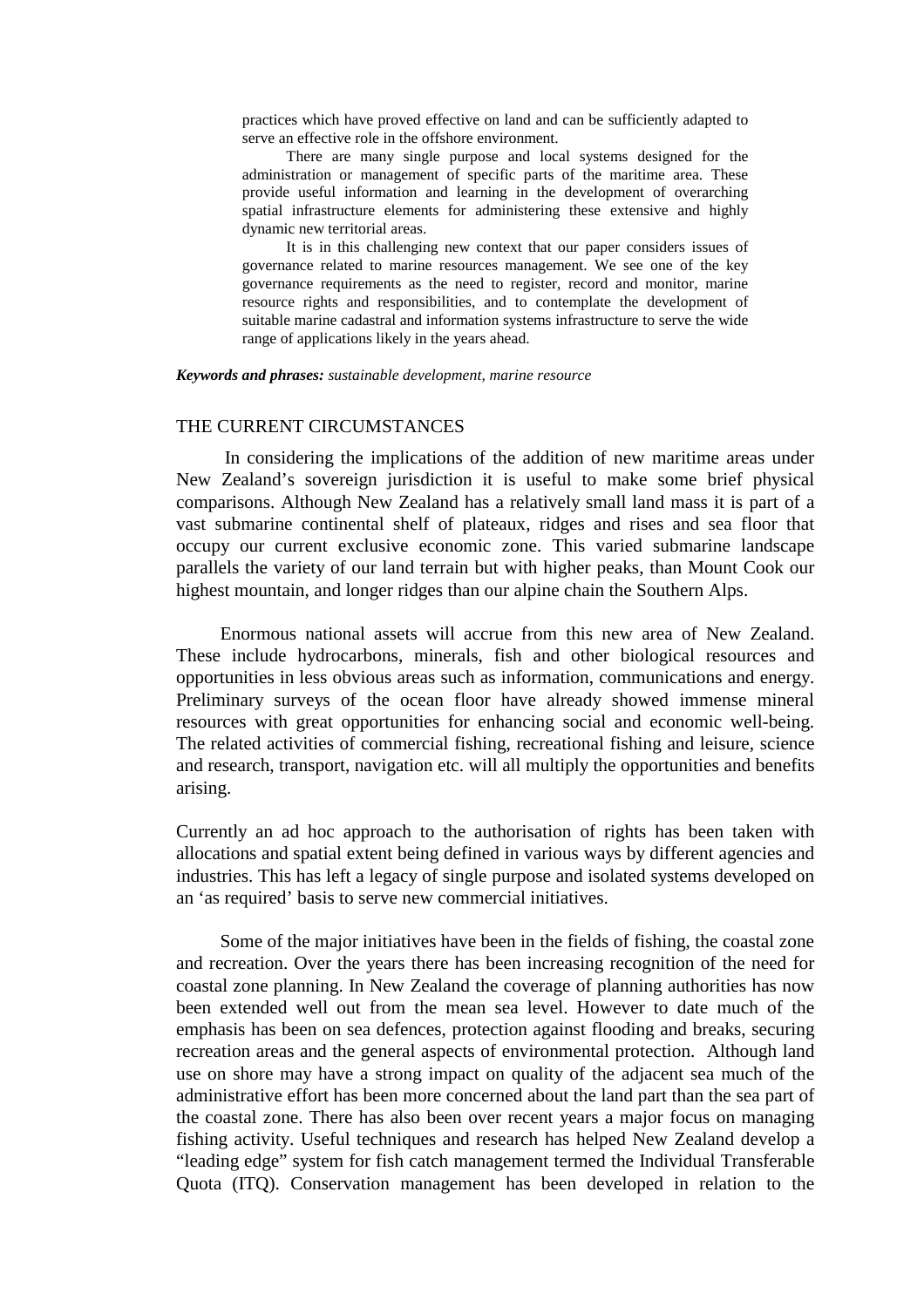practices which have proved effective on land and can be sufficiently adapted to serve an effective role in the offshore environment.

There are many single purpose and local systems designed for the administration or management of specific parts of the maritime area. These provide useful information and learning in the development of overarching spatial infrastructure elements for administering these extensive and highly dynamic new territorial areas.

It is in this challenging new context that our paper considers issues of governance related to marine resources management. We see one of the key governance requirements as the need to register, record and monitor, marine resource rights and responsibilities, and to contemplate the development of suitable marine cadastral and information systems infrastructure to serve the wide range of applications likely in the years ahead.

***Keywords and phrases:*** *sustainable development, marine resource*

## THE CURRENT CIRCUMSTANCES

In considering the implications of the addition of new maritime areas under New Zealand's sovereign jurisdiction it is useful to make some brief physical comparisons. Although New Zealand has a relatively small land mass it is part of a vast submarine continental shelf of plateaux, ridges and rises and sea floor that occupy our current exclusive economic zone. This varied submarine landscape parallels the variety of our land terrain but with higher peaks, than Mount Cook our highest mountain, and longer ridges than our alpine chain the Southern Alps.

Enormous national assets will accrue from this new area of New Zealand. These include hydrocarbons, minerals, fish and other biological resources and opportunities in less obvious areas such as information, communications and energy. Preliminary surveys of the ocean floor have already showed immense mineral resources with great opportunities for enhancing social and economic well-being. The related activities of commercial fishing, recreational fishing and leisure, science and research, transport, navigation etc. will all multiply the opportunities and benefits arising.

Currently an ad hoc approach to the authorisation of rights has been taken with allocations and spatial extent being defined in various ways by different agencies and industries. This has left a legacy of single purpose and isolated systems developed on an 'as required' basis to serve new commercial initiatives.

Some of the major initiatives have been in the fields of fishing, the coastal zone and recreation. Over the years there has been increasing recognition of the need for coastal zone planning. In New Zealand the coverage of planning authorities has now been extended well out from the mean sea level. However to date much of the emphasis has been on sea defences, protection against flooding and breaks, securing recreation areas and the general aspects of environmental protection. Although land use on shore may have a strong impact on quality of the adjacent sea much of the administrative effort has been more concerned about the land part than the sea part of the coastal zone. There has also been over recent years a major focus on managing fishing activity. Useful techniques and research has helped New Zealand develop a "leading edge" system for fish catch management termed the Individual Transferable Quota (ITQ). Conservation management has been developed in relation to the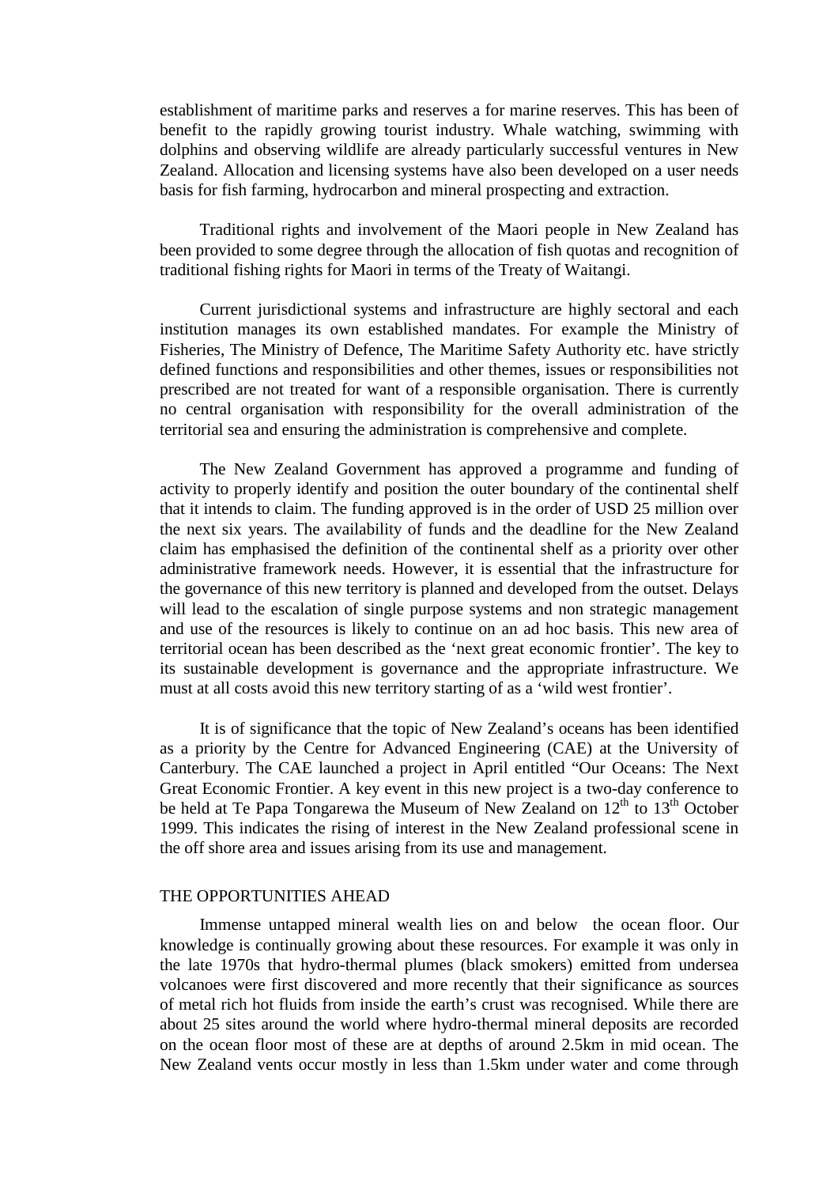establishment of maritime parks and reserves a for marine reserves. This has been of benefit to the rapidly growing tourist industry. Whale watching, swimming with dolphins and observing wildlife are already particularly successful ventures in New Zealand. Allocation and licensing systems have also been developed on a user needs basis for fish farming, hydrocarbon and mineral prospecting and extraction.

Traditional rights and involvement of the Maori people in New Zealand has been provided to some degree through the allocation of fish quotas and recognition of traditional fishing rights for Maori in terms of the Treaty of Waitangi.

Current jurisdictional systems and infrastructure are highly sectoral and each institution manages its own established mandates. For example the Ministry of Fisheries, The Ministry of Defence, The Maritime Safety Authority etc. have strictly defined functions and responsibilities and other themes, issues or responsibilities not prescribed are not treated for want of a responsible organisation. There is currently no central organisation with responsibility for the overall administration of the territorial sea and ensuring the administration is comprehensive and complete.

The New Zealand Government has approved a programme and funding of activity to properly identify and position the outer boundary of the continental shelf that it intends to claim. The funding approved is in the order of USD 25 million over the next six years. The availability of funds and the deadline for the New Zealand claim has emphasised the definition of the continental shelf as a priority over other administrative framework needs. However, it is essential that the infrastructure for the governance of this new territory is planned and developed from the outset. Delays will lead to the escalation of single purpose systems and non strategic management and use of the resources is likely to continue on an ad hoc basis. This new area of territorial ocean has been described as the 'next great economic frontier'. The key to its sustainable development is governance and the appropriate infrastructure. We must at all costs avoid this new territory starting of as a 'wild west frontier'.

It is of significance that the topic of New Zealand's oceans has been identified as a priority by the Centre for Advanced Engineering (CAE) at the University of Canterbury. The CAE launched a project in April entitled "Our Oceans: The Next Great Economic Frontier. A key event in this new project is a two-day conference to be held at Te Papa Tongarewa the Museum of New Zealand on 12th to 13th October 1999. This indicates the rising of interest in the New Zealand professional scene in the off shore area and issues arising from its use and management.

## THE OPPORTUNITIES AHEAD

Immense untapped mineral wealth lies on and below the ocean floor. Our knowledge is continually growing about these resources. For example it was only in the late 1970s that hydro-thermal plumes (black smokers) emitted from undersea volcanoes were first discovered and more recently that their significance as sources of metal rich hot fluids from inside the earth's crust was recognised. While there are about 25 sites around the world where hydro-thermal mineral deposits are recorded on the ocean floor most of these are at depths of around 2.5km in mid ocean. The New Zealand vents occur mostly in less than 1.5km under water and come through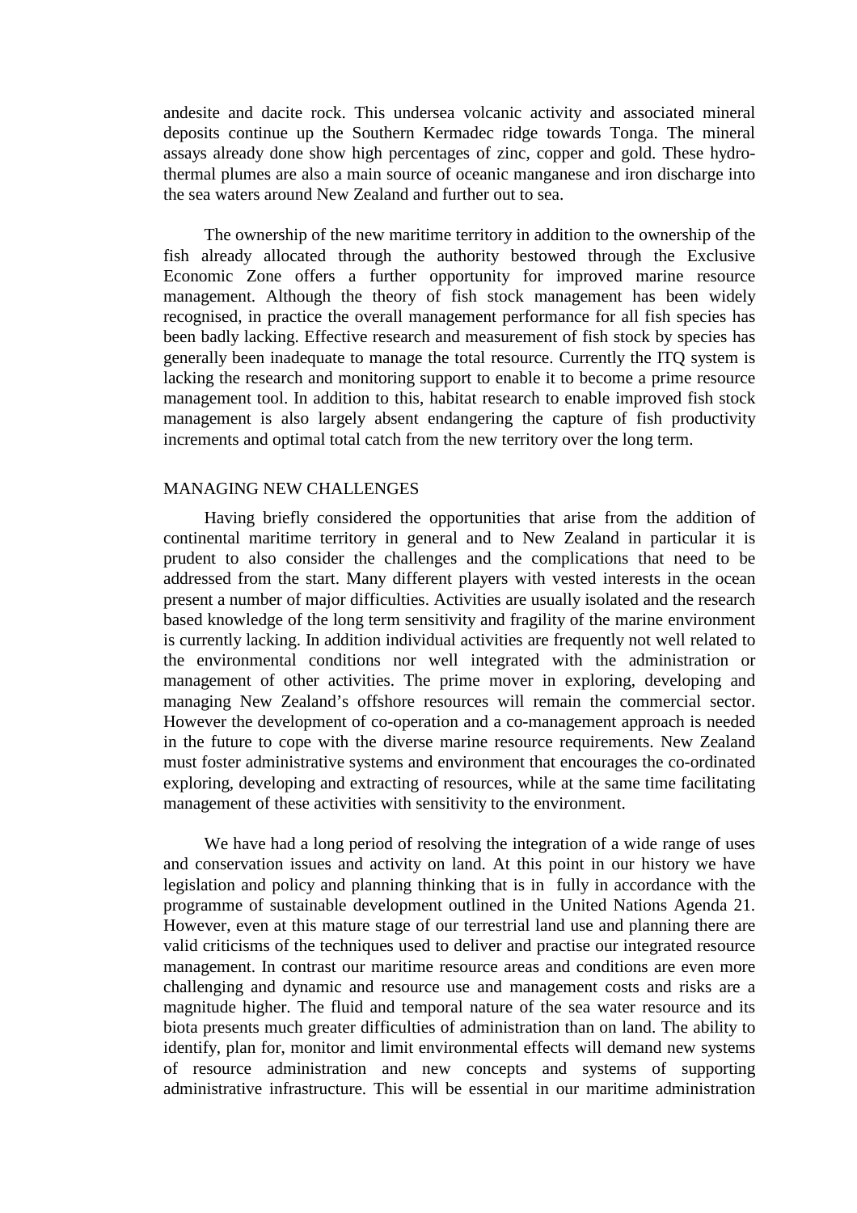andesite and dacite rock. This undersea volcanic activity and associated mineral deposits continue up the Southern Kermadec ridge towards Tonga. The mineral assays already done show high percentages of zinc, copper and gold. These hydro-thermal plumes are also a main source of oceanic manganese and iron discharge into the sea waters around New Zealand and further out to sea.

The ownership of the new maritime territory in addition to the ownership of the fish already allocated through the authority bestowed through the Exclusive Economic Zone offers a further opportunity for improved marine resource management. Although the theory of fish stock management has been widely recognised, in practice the overall management performance for all fish species has been badly lacking. Effective research and measurement of fish stock by species has generally been inadequate to manage the total resource. Currently the ITQ system is lacking the research and monitoring support to enable it to become a prime resource management tool. In addition to this, habitat research to enable improved fish stock management is also largely absent endangering the capture of fish productivity increments and optimal total catch from the new territory over the long term.

## MANAGING NEW CHALLENGES

Having briefly considered the opportunities that arise from the addition of continental maritime territory in general and to New Zealand in particular it is prudent to also consider the challenges and the complications that need to be addressed from the start. Many different players with vested interests in the ocean present a number of major difficulties. Activities are usually isolated and the research based knowledge of the long term sensitivity and fragility of the marine environment is currently lacking. In addition individual activities are frequently not well related to the environmental conditions nor well integrated with the administration or management of other activities. The prime mover in exploring, developing and managing New Zealand's offshore resources will remain the commercial sector. However the development of co-operation and a co-management approach is needed in the future to cope with the diverse marine resource requirements. New Zealand must foster administrative systems and environment that encourages the co-ordinated exploring, developing and extracting of resources, while at the same time facilitating management of these activities with sensitivity to the environment.

We have had a long period of resolving the integration of a wide range of uses and conservation issues and activity on land. At this point in our history we have legislation and policy and planning thinking that is in fully in accordance with the programme of sustainable development outlined in the United Nations Agenda 21. However, even at this mature stage of our terrestrial land use and planning there are valid criticisms of the techniques used to deliver and practise our integrated resource management. In contrast our maritime resource areas and conditions are even more challenging and dynamic and resource use and management costs and risks are a magnitude higher. The fluid and temporal nature of the sea water resource and its biota presents much greater difficulties of administration than on land. The ability to identify, plan for, monitor and limit environmental effects will demand new systems of resource administration and new concepts and systems of supporting administrative infrastructure. This will be essential in our maritime administration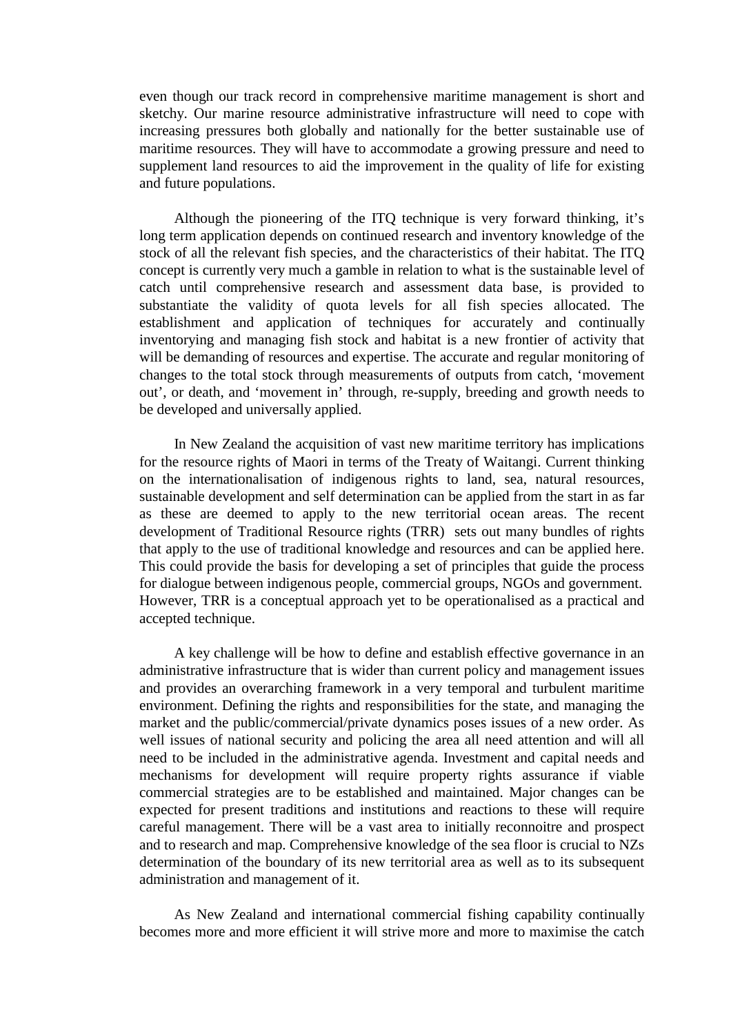even though our track record in comprehensive maritime management is short and sketchy. Our marine resource administrative infrastructure will need to cope with increasing pressures both globally and nationally for the better sustainable use of maritime resources. They will have to accommodate a growing pressure and need to supplement land resources to aid the improvement in the quality of life for existing and future populations.

Although the pioneering of the ITQ technique is very forward thinking, it's long term application depends on continued research and inventory knowledge of the stock of all the relevant fish species, and the characteristics of their habitat. The ITQ concept is currently very much a gamble in relation to what is the sustainable level of catch until comprehensive research and assessment data base, is provided to substantiate the validity of quota levels for all fish species allocated. The establishment and application of techniques for accurately and continually inventorying and managing fish stock and habitat is a new frontier of activity that will be demanding of resources and expertise. The accurate and regular monitoring of changes to the total stock through measurements of outputs from catch, 'movement out', or death, and 'movement in' through, re-supply, breeding and growth needs to be developed and universally applied.

In New Zealand the acquisition of vast new maritime territory has implications for the resource rights of Maori in terms of the Treaty of Waitangi. Current thinking on the internationalisation of indigenous rights to land, sea, natural resources, sustainable development and self determination can be applied from the start in as far as these are deemed to apply to the new territorial ocean areas. The recent development of Traditional Resource rights (TRR) sets out many bundles of rights that apply to the use of traditional knowledge and resources and can be applied here. This could provide the basis for developing a set of principles that guide the process for dialogue between indigenous people, commercial groups, NGOs and government. However, TRR is a conceptual approach yet to be operationalised as a practical and accepted technique.

A key challenge will be how to define and establish effective governance in an administrative infrastructure that is wider than current policy and management issues and provides an overarching framework in a very temporal and turbulent maritime environment. Defining the rights and responsibilities for the state, and managing the market and the public/commercial/private dynamics poses issues of a new order. As well issues of national security and policing the area all need attention and will all need to be included in the administrative agenda. Investment and capital needs and mechanisms for development will require property rights assurance if viable commercial strategies are to be established and maintained. Major changes can be expected for present traditions and institutions and reactions to these will require careful management. There will be a vast area to initially reconnoitre and prospect and to research and map. Comprehensive knowledge of the sea floor is crucial to NZs determination of the boundary of its new territorial area as well as to its subsequent administration and management of it.

As New Zealand and international commercial fishing capability continually becomes more and more efficient it will strive more and more to maximise the catch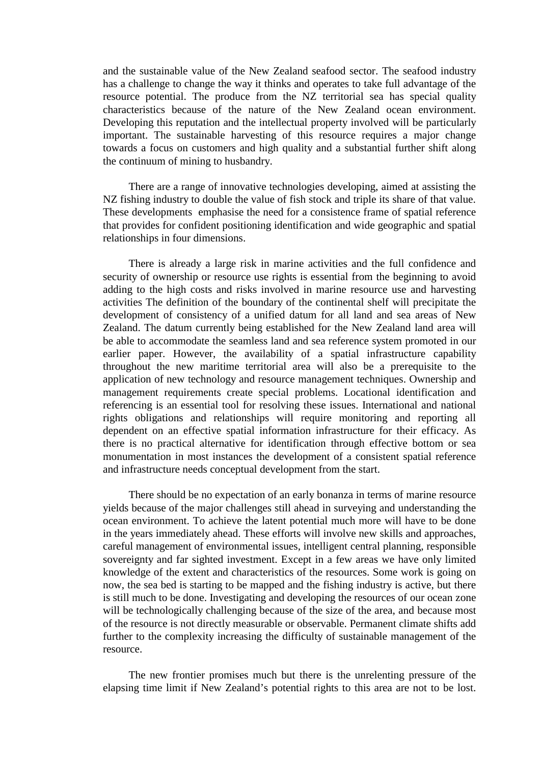and the sustainable value of the New Zealand seafood sector. The seafood industry has a challenge to change the way it thinks and operates to take full advantage of the resource potential. The produce from the NZ territorial sea has special quality characteristics because of the nature of the New Zealand ocean environment. Developing this reputation and the intellectual property involved will be particularly important. The sustainable harvesting of this resource requires a major change towards a focus on customers and high quality and a substantial further shift along the continuum of mining to husbandry.

There are a range of innovative technologies developing, aimed at assisting the NZ fishing industry to double the value of fish stock and triple its share of that value. These developments emphasise the need for a consistence frame of spatial reference that provides for confident positioning identification and wide geographic and spatial relationships in four dimensions.

There is already a large risk in marine activities and the full confidence and security of ownership or resource use rights is essential from the beginning to avoid adding to the high costs and risks involved in marine resource use and harvesting activities The definition of the boundary of the continental shelf will precipitate the development of consistency of a unified datum for all land and sea areas of New Zealand. The datum currently being established for the New Zealand land area will be able to accommodate the seamless land and sea reference system promoted in our earlier paper. However, the availability of a spatial infrastructure capability throughout the new maritime territorial area will also be a prerequisite to the application of new technology and resource management techniques. Ownership and management requirements create special problems. Locational identification and referencing is an essential tool for resolving these issues. International and national rights obligations and relationships will require monitoring and reporting all dependent on an effective spatial information infrastructure for their efficacy. As there is no practical alternative for identification through effective bottom or sea monumentation in most instances the development of a consistent spatial reference and infrastructure needs conceptual development from the start.

There should be no expectation of an early bonanza in terms of marine resource yields because of the major challenges still ahead in surveying and understanding the ocean environment. To achieve the latent potential much more will have to be done in the years immediately ahead. These efforts will involve new skills and approaches, careful management of environmental issues, intelligent central planning, responsible sovereignty and far sighted investment. Except in a few areas we have only limited knowledge of the extent and characteristics of the resources. Some work is going on now, the sea bed is starting to be mapped and the fishing industry is active, but there is still much to be done. Investigating and developing the resources of our ocean zone will be technologically challenging because of the size of the area, and because most of the resource is not directly measurable or observable. Permanent climate shifts add further to the complexity increasing the difficulty of sustainable management of the resource.

The new frontier promises much but there is the unrelenting pressure of the elapsing time limit if New Zealand's potential rights to this area are not to be lost.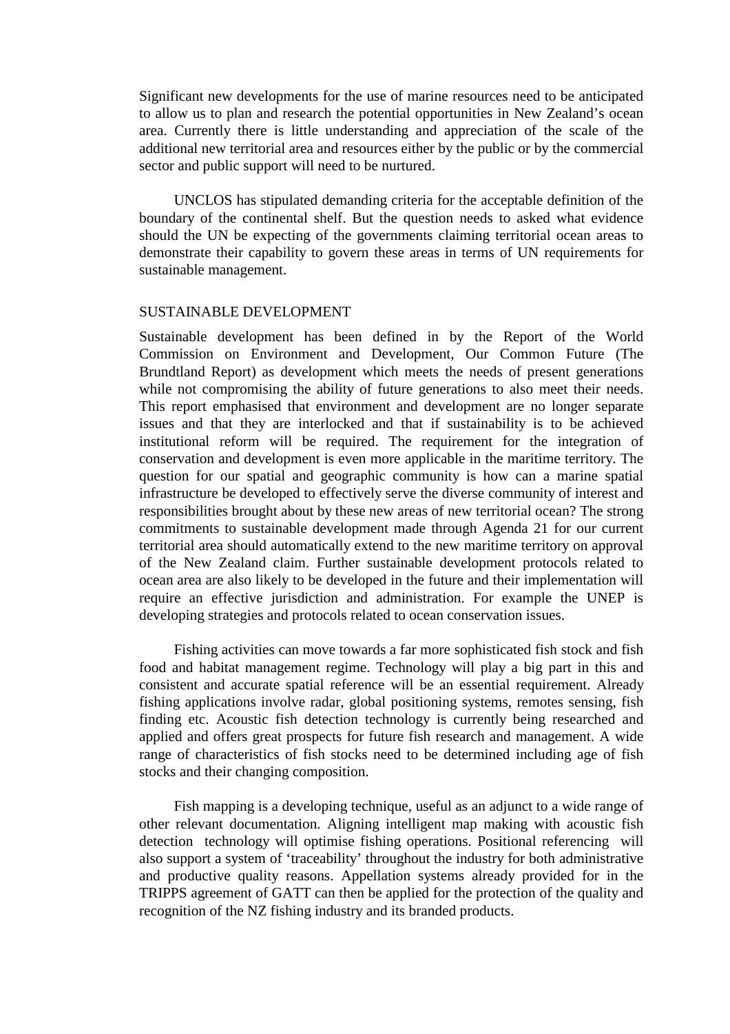Significant new developments for the use of marine resources need to be anticipated to allow us to plan and research the potential opportunities in New Zealand's ocean area. Currently there is little understanding and appreciation of the scale of the additional new territorial area and resources either by the public or by the commercial sector and public support will need to be nurtured.

UNCLOS has stipulated demanding criteria for the acceptable definition of the boundary of the continental shelf. But the question needs to asked what evidence should the UN be expecting of the governments claiming territorial ocean areas to demonstrate their capability to govern these areas in terms of UN requirements for sustainable management.

## SUSTAINABLE DEVELOPMENT

Sustainable development has been defined in by the Report of the World Commission on Environment and Development, Our Common Future (The Brundtland Report) as development which meets the needs of present generations while not compromising the ability of future generations to also meet their needs. This report emphasised that environment and development are no longer separate issues and that they are interlocked and that if sustainability is to be achieved institutional reform will be required. The requirement for the integration of conservation and development is even more applicable in the maritime territory. The question for our spatial and geographic community is how can a marine spatial infrastructure be developed to effectively serve the diverse community of interest and responsibilities brought about by these new areas of new territorial ocean? The strong commitments to sustainable development made through Agenda 21 for our current territorial area should automatically extend to the new maritime territory on approval of the New Zealand claim. Further sustainable development protocols related to ocean area are also likely to be developed in the future and their implementation will require an effective jurisdiction and administration. For example the UNEP is developing strategies and protocols related to ocean conservation issues.

Fishing activities can move towards a far more sophisticated fish stock and fish food and habitat management regime. Technology will play a big part in this and consistent and accurate spatial reference will be an essential requirement. Already fishing applications involve radar, global positioning systems, remotes sensing, fish finding etc. Acoustic fish detection technology is currently being researched and applied and offers great prospects for future fish research and management. A wide range of characteristics of fish stocks need to be determined including age of fish stocks and their changing composition.

Fish mapping is a developing technique, useful as an adjunct to a wide range of other relevant documentation. Aligning intelligent map making with acoustic fish detection technology will optimise fishing operations. Positional referencing will also support a system of 'traceability' throughout the industry for both administrative and productive quality reasons. Appellation systems already provided for in the TRIPPS agreement of GATT can then be applied for the protection of the quality and recognition of the NZ fishing industry and its branded products.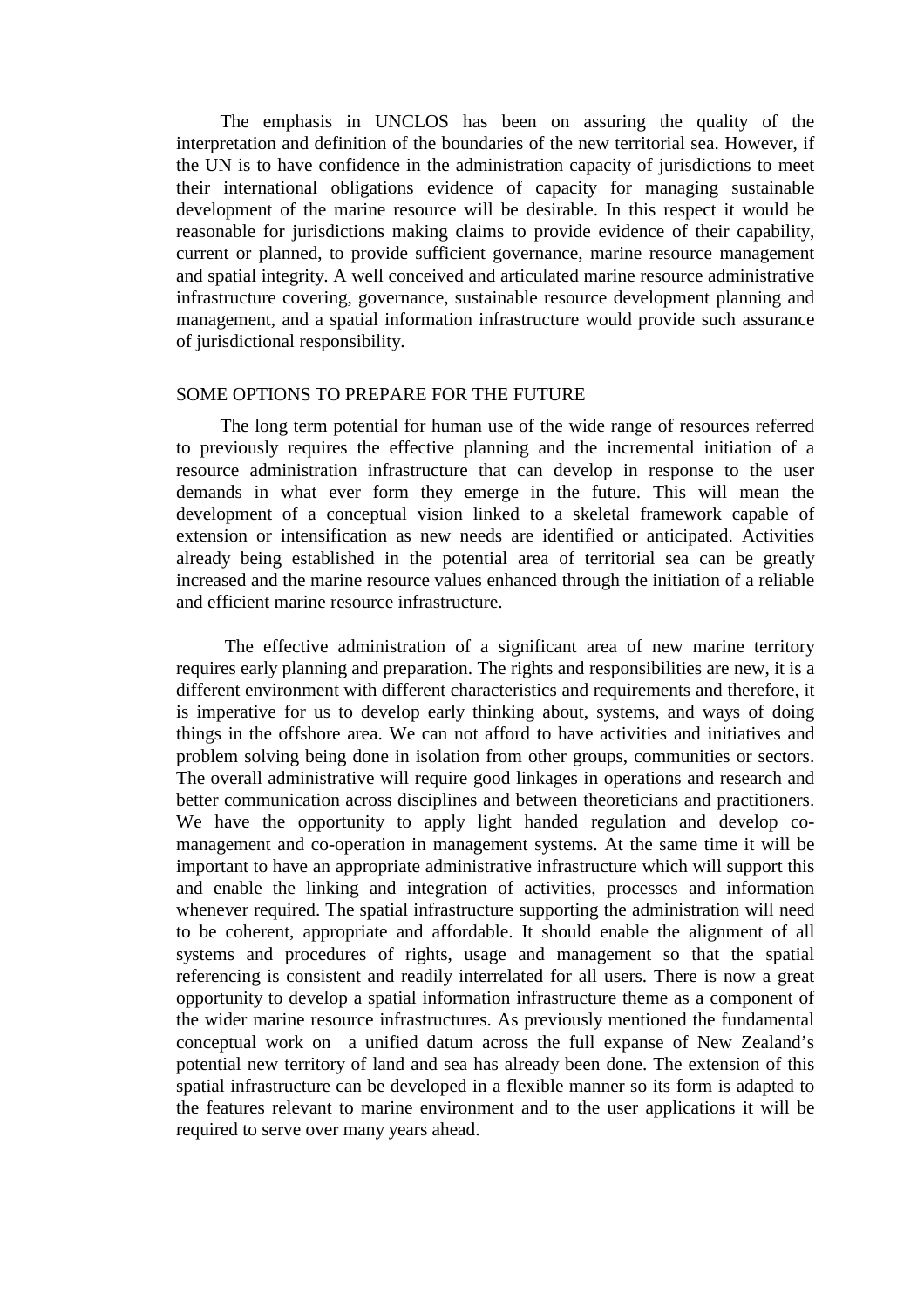The emphasis in UNCLOS has been on assuring the quality of the interpretation and definition of the boundaries of the new territorial sea. However, if the UN is to have confidence in the administration capacity of jurisdictions to meet their international obligations evidence of capacity for managing sustainable development of the marine resource will be desirable. In this respect it would be reasonable for jurisdictions making claims to provide evidence of their capability, current or planned, to provide sufficient governance, marine resource management and spatial integrity. A well conceived and articulated marine resource administrative infrastructure covering, governance, sustainable resource development planning and management, and a spatial information infrastructure would provide such assurance of jurisdictional responsibility.

## SOME OPTIONS TO PREPARE FOR THE FUTURE

The long term potential for human use of the wide range of resources referred to previously requires the effective planning and the incremental initiation of a resource administration infrastructure that can develop in response to the user demands in what ever form they emerge in the future. This will mean the development of a conceptual vision linked to a skeletal framework capable of extension or intensification as new needs are identified or anticipated. Activities already being established in the potential area of territorial sea can be greatly increased and the marine resource values enhanced through the initiation of a reliable and efficient marine resource infrastructure.

The effective administration of a significant area of new marine territory requires early planning and preparation. The rights and responsibilities are new, it is a different environment with different characteristics and requirements and therefore, it is imperative for us to develop early thinking about, systems, and ways of doing things in the offshore area. We can not afford to have activities and initiatives and problem solving being done in isolation from other groups, communities or sectors. The overall administrative will require good linkages in operations and research and better communication across disciplines and between theoreticians and practitioners. We have the opportunity to apply light handed regulation and develop co-management and co-operation in management systems. At the same time it will be important to have an appropriate administrative infrastructure which will support this and enable the linking and integration of activities, processes and information whenever required. The spatial infrastructure supporting the administration will need to be coherent, appropriate and affordable. It should enable the alignment of all systems and procedures of rights, usage and management so that the spatial referencing is consistent and readily interrelated for all users. There is now a great opportunity to develop a spatial information infrastructure theme as a component of the wider marine resource infrastructures. As previously mentioned the fundamental conceptual work on a unified datum across the full expanse of New Zealand's potential new territory of land and sea has already been done. The extension of this spatial infrastructure can be developed in a flexible manner so its form is adapted to the features relevant to marine environment and to the user applications it will be required to serve over many years ahead.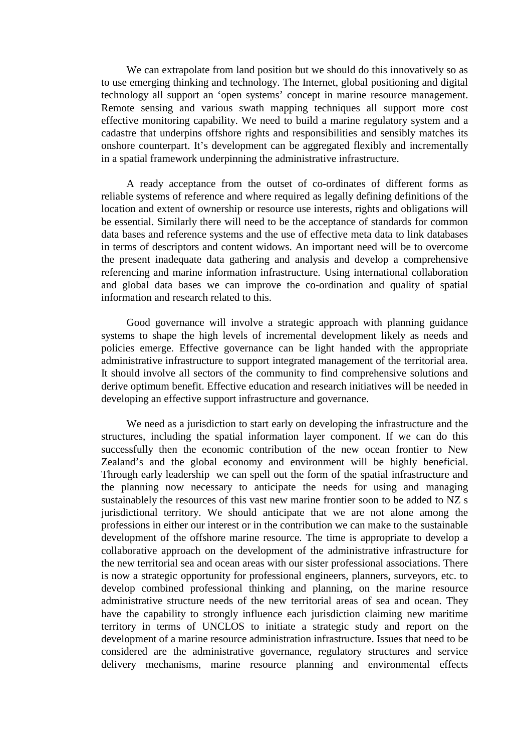We can extrapolate from land position but we should do this innovatively so as to use emerging thinking and technology. The Internet, global positioning and digital technology all support an 'open systems' concept in marine resource management. Remote sensing and various swath mapping techniques all support more cost effective monitoring capability. We need to build a marine regulatory system and a cadastre that underpins offshore rights and responsibilities and sensibly matches its onshore counterpart. It's development can be aggregated flexibly and incrementally in a spatial framework underpinning the administrative infrastructure.

A ready acceptance from the outset of co-ordinates of different forms as reliable systems of reference and where required as legally defining definitions of the location and extent of ownership or resource use interests, rights and obligations will be essential. Similarly there will need to be the acceptance of standards for common data bases and reference systems and the use of effective meta data to link databases in terms of descriptors and content widows. An important need will be to overcome the present inadequate data gathering and analysis and develop a comprehensive referencing and marine information infrastructure. Using international collaboration and global data bases we can improve the co-ordination and quality of spatial information and research related to this.

Good governance will involve a strategic approach with planning guidance systems to shape the high levels of incremental development likely as needs and policies emerge. Effective governance can be light handed with the appropriate administrative infrastructure to support integrated management of the territorial area. It should involve all sectors of the community to find comprehensive solutions and derive optimum benefit. Effective education and research initiatives will be needed in developing an effective support infrastructure and governance.

We need as a jurisdiction to start early on developing the infrastructure and the structures, including the spatial information layer component. If we can do this successfully then the economic contribution of the new ocean frontier to New Zealand's and the global economy and environment will be highly beneficial. Through early leadership we can spell out the form of the spatial infrastructure and the planning now necessary to anticipate the needs for using and managing sustainablely the resources of this vast new marine frontier soon to be added to NZ s jurisdictional territory. We should anticipate that we are not alone among the professions in either our interest or in the contribution we can make to the sustainable development of the offshore marine resource. The time is appropriate to develop a collaborative approach on the development of the administrative infrastructure for the new territorial sea and ocean areas with our sister professional associations. There is now a strategic opportunity for professional engineers, planners, surveyors, etc. to develop combined professional thinking and planning, on the marine resource administrative structure needs of the new territorial areas of sea and ocean. They have the capability to strongly influence each jurisdiction claiming new maritime territory in terms of UNCLOS to initiate a strategic study and report on the development of a marine resource administration infrastructure. Issues that need to be considered are the administrative governance, regulatory structures and service delivery mechanisms, marine resource planning and environmental effects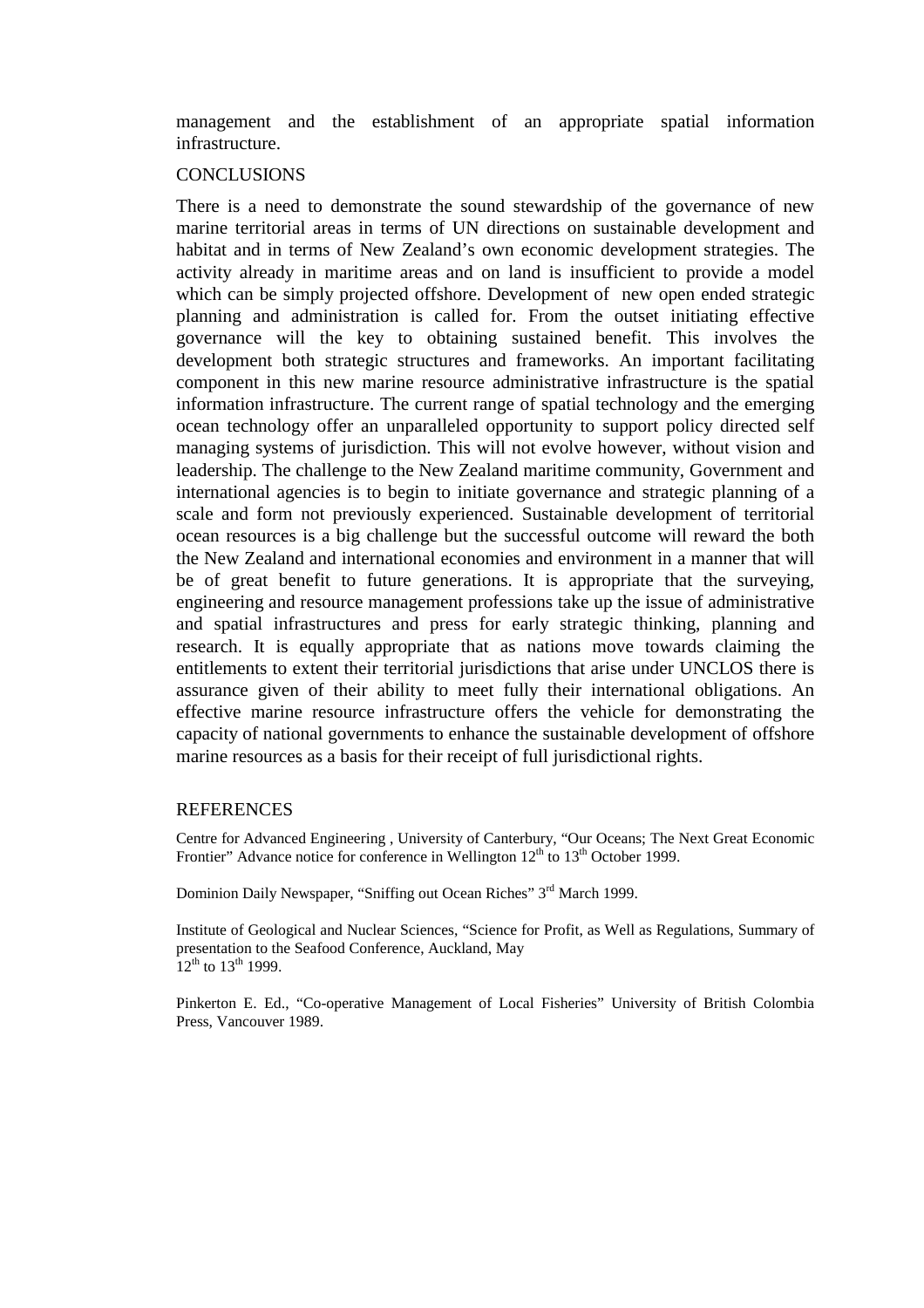management and the establishment of an appropriate spatial information infrastructure.

## CONCLUSIONS

There is a need to demonstrate the sound stewardship of the governance of new marine territorial areas in terms of UN directions on sustainable development and habitat and in terms of New Zealand's own economic development strategies. The activity already in maritime areas and on land is insufficient to provide a model which can be simply projected offshore. Development of new open ended strategic planning and administration is called for. From the outset initiating effective governance will the key to obtaining sustained benefit. This involves the development both strategic structures and frameworks. An important facilitating component in this new marine resource administrative infrastructure is the spatial information infrastructure. The current range of spatial technology and the emerging ocean technology offer an unparalleled opportunity to support policy directed self managing systems of jurisdiction. This will not evolve however, without vision and leadership. The challenge to the New Zealand maritime community, Government and international agencies is to begin to initiate governance and strategic planning of a scale and form not previously experienced. Sustainable development of territorial ocean resources is a big challenge but the successful outcome will reward the both the New Zealand and international economies and environment in a manner that will be of great benefit to future generations. It is appropriate that the surveying, engineering and resource management professions take up the issue of administrative and spatial infrastructures and press for early strategic thinking, planning and research. It is equally appropriate that as nations move towards claiming the entitlements to extent their territorial jurisdictions that arise under UNCLOS there is assurance given of their ability to meet fully their international obligations. An effective marine resource infrastructure offers the vehicle for demonstrating the capacity of national governments to enhance the sustainable development of offshore marine resources as a basis for their receipt of full jurisdictional rights.

## REFERENCES

Centre for Advanced Engineering , University of Canterbury, "Our Oceans; The Next Great Economic Frontier" Advance notice for conference in Wellington 12th to 13th October 1999.

Dominion Daily Newspaper, "Sniffing out Ocean Riches" 3rd March 1999.

Institute of Geological and Nuclear Sciences, "Science for Profit, as Well as Regulations, Summary of presentation to the Seafood Conference, Auckland, May 12th to 13th 1999.

Pinkerton E. Ed., "Co-operative Management of Local Fisheries" University of British Colombia Press, Vancouver 1989.